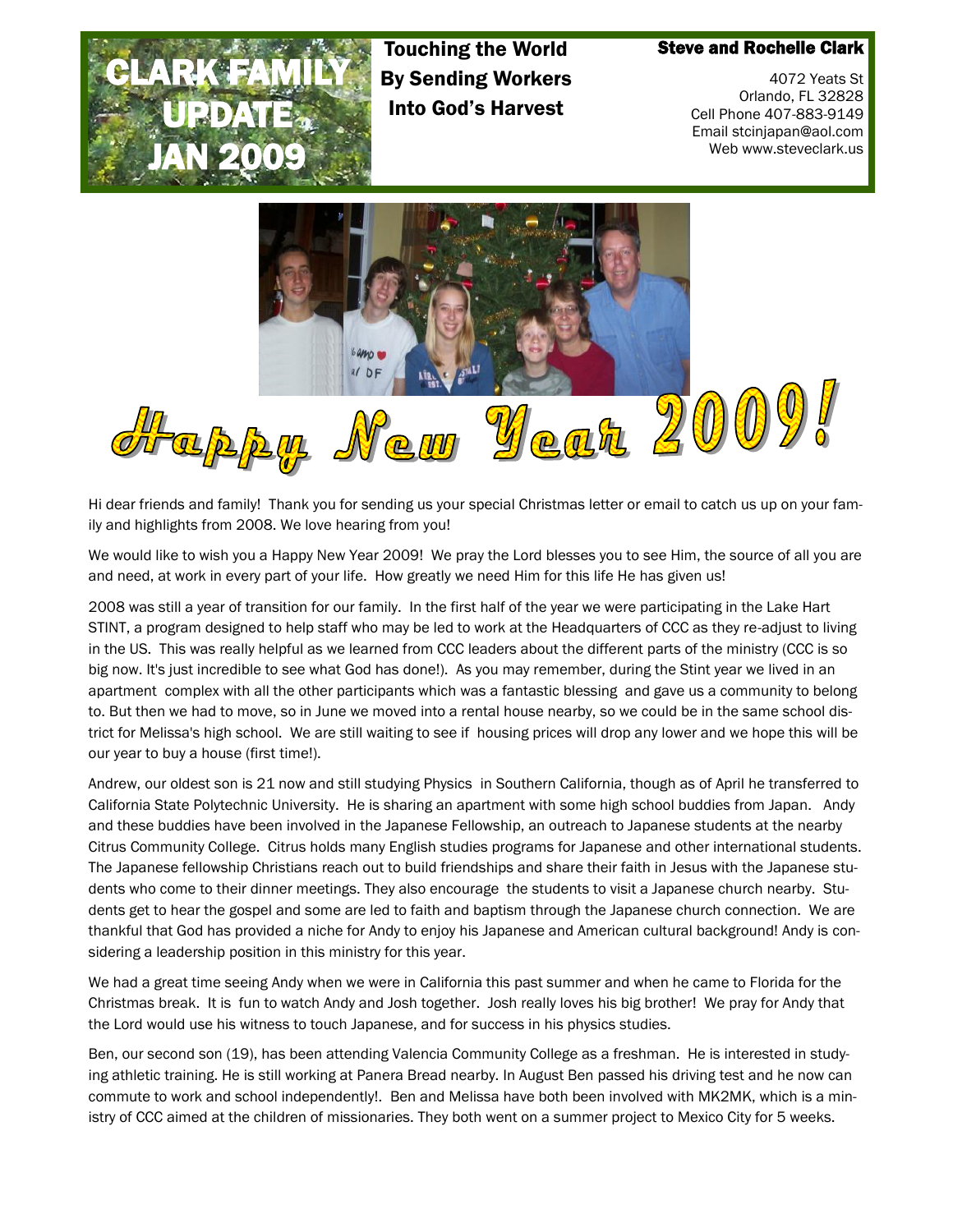# CLARK FAMILY UPDATE JAN 2009

**Touching the World By Sending Workers Into God's Harvest**

**Steve and Rochelle Clark**

4072 Yeats St
Orlando, FL 32828
Cell Phone 407-883-9149
Email stcinjapan@aol.com
Web www.steveclark.us

# Happy New Year 2009!

Hi dear friends and family! Thank you for sending us your special Christmas letter or email to catch us up on your family and highlights from 2008. We love hearing from you!

We would like to wish you a Happy New Year 2009! We pray the Lord blesses you to see Him, the source of all you are and need, at work in every part of your life. How greatly we need Him for this life He has given us!

2008 was still a year of transition for our family. In the first half of the year we were participating in the Lake Hart STINT, a program designed to help staff who may be led to work at the Headquarters of CCC as they re-adjust to living in the US. This was really helpful as we learned from CCC leaders about the different parts of the ministry (CCC is so big now. It's just incredible to see what God has done!). As you may remember, during the Stint year we lived in an apartment complex with all the other participants which was a fantastic blessing and gave us a community to belong to. But then we had to move, so in June we moved into a rental house nearby, so we could be in the same school district for Melissa's high school. We are still waiting to see if housing prices will drop any lower and we hope this will be our year to buy a house (first time!).

Andrew, our oldest son is 21 now and still studying Physics in Southern California, though as of April he transferred to California State Polytechnic University. He is sharing an apartment with some high school buddies from Japan. Andy and these buddies have been involved in the Japanese Fellowship, an outreach to Japanese students at the nearby Citrus Community College. Citrus holds many English studies programs for Japanese and other international students. The Japanese fellowship Christians reach out to build friendships and share their faith in Jesus with the Japanese students who come to their dinner meetings. They also encourage the students to visit a Japanese church nearby. Students get to hear the gospel and some are led to faith and baptism through the Japanese church connection. We are thankful that God has provided a niche for Andy to enjoy his Japanese and American cultural background! Andy is considering a leadership position in this ministry for this year.

We had a great time seeing Andy when we were in California this past summer and when he came to Florida for the Christmas break. It is fun to watch Andy and Josh together. Josh really loves his big brother! We pray for Andy that the Lord would use his witness to touch Japanese, and for success in his physics studies.

Ben, our second son (19), has been attending Valencia Community College as a freshman. He is interested in studying athletic training. He is still working at Panera Bread nearby. In August Ben passed his driving test and he now can commute to work and school independently!. Ben and Melissa have both been involved with MK2MK, which is a ministry of CCC aimed at the children of missionaries. They both went on a summer project to Mexico City for 5 weeks.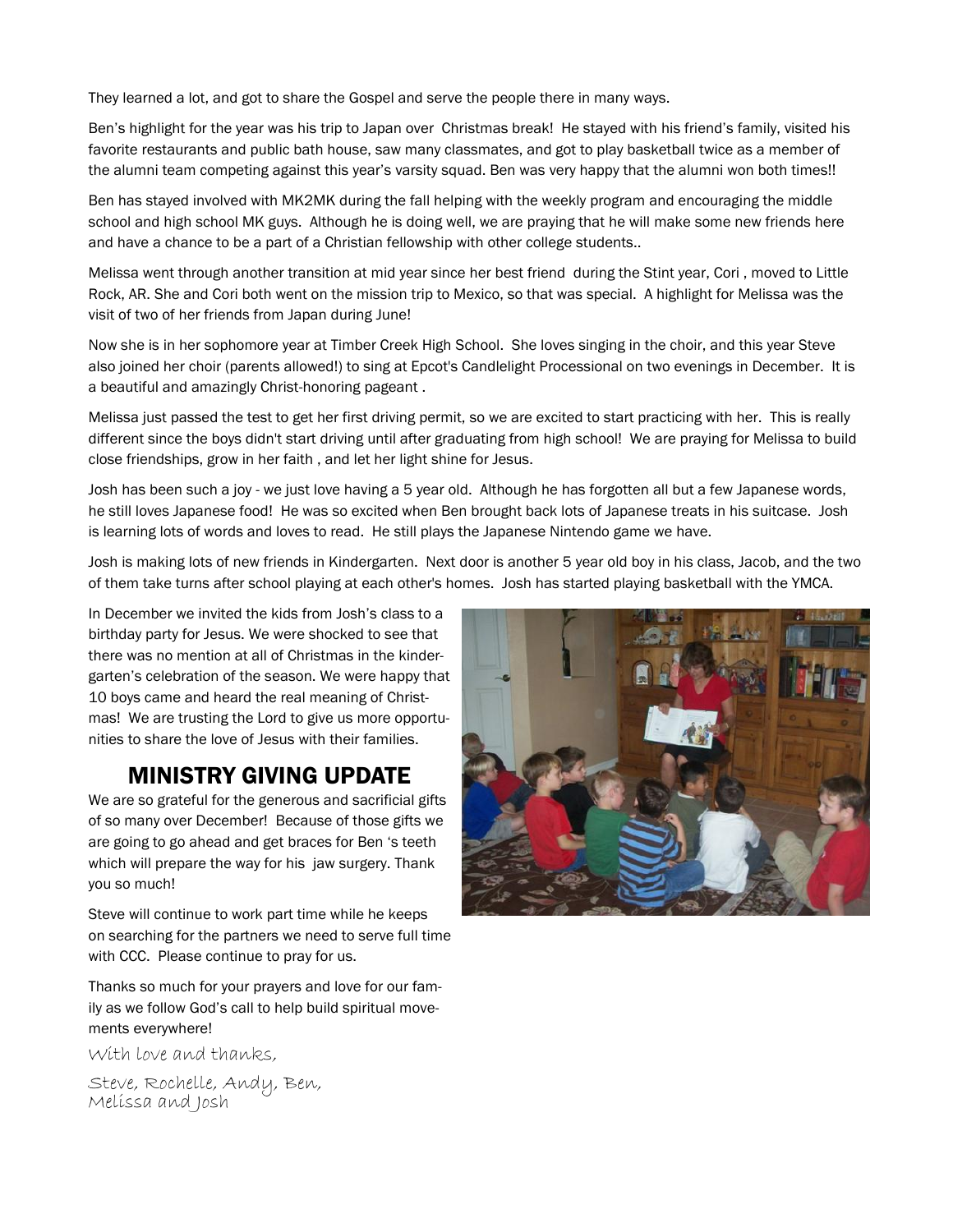They learned a lot, and got to share the Gospel and serve the people there in many ways.

Ben's highlight for the year was his trip to Japan over Christmas break! He stayed with his friend's family, visited his favorite restaurants and public bath house, saw many classmates, and got to play basketball twice as a member of the alumni team competing against this year's varsity squad. Ben was very happy that the alumni won both times!!

Ben has stayed involved with MK2MK during the fall helping with the weekly program and encouraging the middle school and high school MK guys. Although he is doing well, we are praying that he will make some new friends here and have a chance to be a part of a Christian fellowship with other college students..

Melissa went through another transition at mid year since her best friend during the Stint year, Cori , moved to Little Rock, AR. She and Cori both went on the mission trip to Mexico, so that was special. A highlight for Melissa was the visit of two of her friends from Japan during June!

Now she is in her sophomore year at Timber Creek High School. She loves singing in the choir, and this year Steve also joined her choir (parents allowed!) to sing at Epcot's Candlelight Processional on two evenings in December. It is a beautiful and amazingly Christ-honoring pageant .

Melissa just passed the test to get her first driving permit, so we are excited to start practicing with her. This is really different since the boys didn't start driving until after graduating from high school! We are praying for Melissa to build close friendships, grow in her faith , and let her light shine for Jesus.

Josh has been such a joy - we just love having a 5 year old. Although he has forgotten all but a few Japanese words, he still loves Japanese food! He was so excited when Ben brought back lots of Japanese treats in his suitcase. Josh is learning lots of words and loves to read. He still plays the Japanese Nintendo game we have.

Josh is making lots of new friends in Kindergarten. Next door is another 5 year old boy in his class, Jacob, and the two of them take turns after school playing at each other's homes. Josh has started playing basketball with the YMCA.

In December we invited the kids from Josh's class to a birthday party for Jesus. We were shocked to see that there was no mention at all of Christmas in the kindergarten's celebration of the season. We were happy that 10 boys came and heard the real meaning of Christmas! We are trusting the Lord to give us more opportunities to share the love of Jesus with their families.

## MINISTRY GIVING UPDATE

We are so grateful for the generous and sacrificial gifts of so many over December! Because of those gifts we are going to go ahead and get braces for Ben 's teeth which will prepare the way for his jaw surgery. Thank you so much!

Steve will continue to work part time while he keeps on searching for the partners we need to serve full time with CCC. Please continue to pray for us.

Thanks so much for your prayers and love for our family as we follow God's call to help build spiritual movements everywhere!

*With love and thanks,*

*Steve, Rochelle, Andy, Ben, Melissa and Josh*